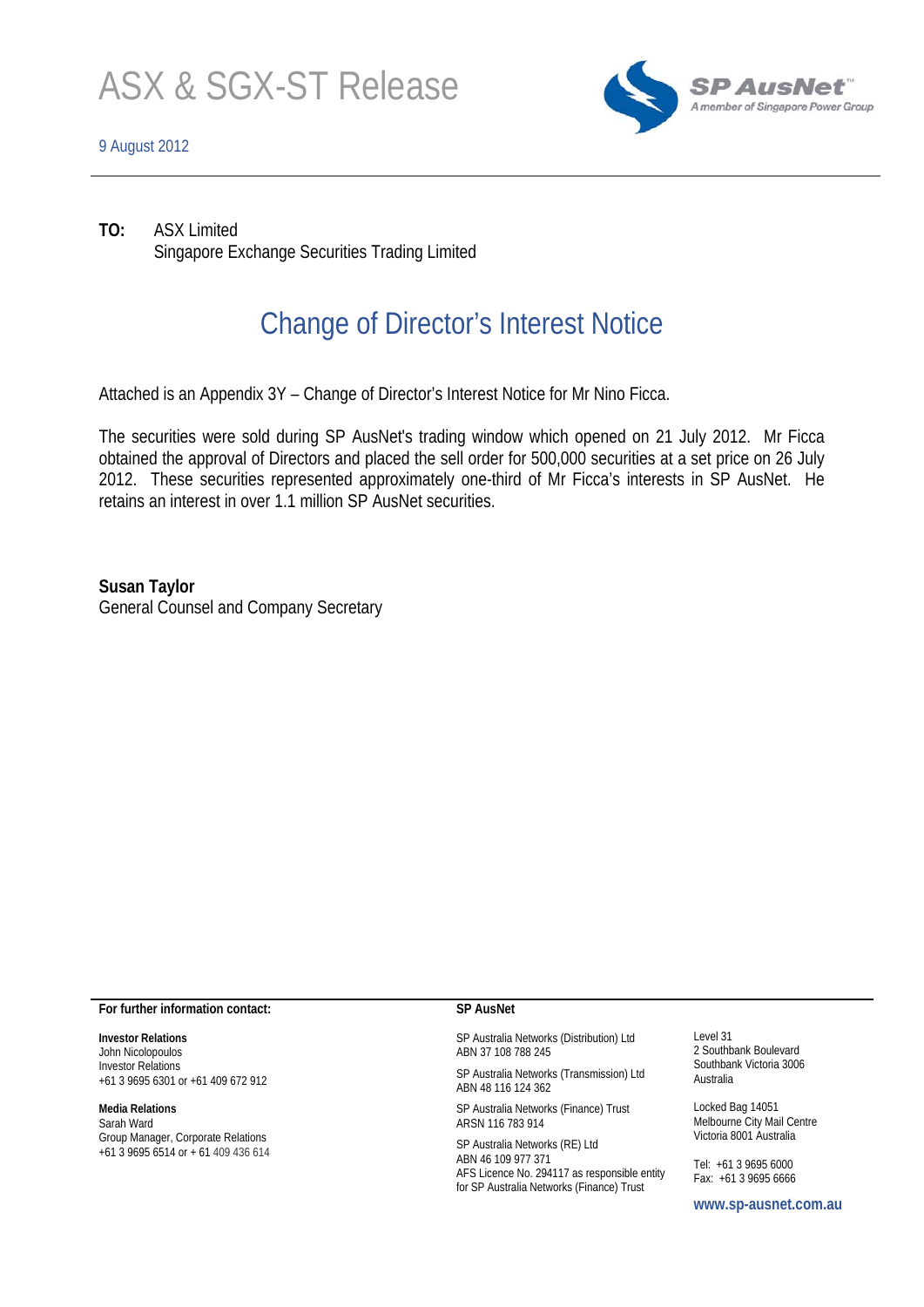# ASX & SGX-ST Release

9 August 2012

SP AusNet™
A member of Singapore Power Group

**TO:** ASX Limited
Singapore Exchange Securities Trading Limited

## Change of Director's Interest Notice

Attached is an Appendix 3Y – Change of Director's Interest Notice for Mr Nino Ficca.

The securities were sold during SP AusNet's trading window which opened on 21 July 2012. Mr Ficca obtained the approval of Directors and placed the sell order for 500,000 securities at a set price on 26 July 2012. These securities represented approximately one-third of Mr Ficca's interests in SP AusNet. He retains an interest in over 1.1 million SP AusNet securities.

**Susan Taylor**
General Counsel and Company Secretary

**For further information contact:**

**Investor Relations**
John Nicolopoulos
Investor Relations
+61 3 9695 6301 or +61 409 672 912

**Media Relations**
Sarah Ward
Group Manager, Corporate Relations
+61 3 9695 6514 or + 61 409 436 614

**SP AusNet**

SP Australia Networks (Distribution) Ltd
ABN 37 108 788 245

SP Australia Networks (Transmission) Ltd
ABN 48 116 124 362

SP Australia Networks (Finance) Trust
ARSN 116 783 914

SP Australia Networks (RE) Ltd
ABN 46 109 977 371
AFS Licence No. 294117 as responsible entity for SP Australia Networks (Finance) Trust

Level 31
2 Southbank Boulevard
Southbank Victoria 3006
Australia

Locked Bag 14051
Melbourne City Mail Centre
Victoria 8001 Australia

Tel: +61 3 9695 6000
Fax: +61 3 9695 6666

www.sp-ausnet.com.au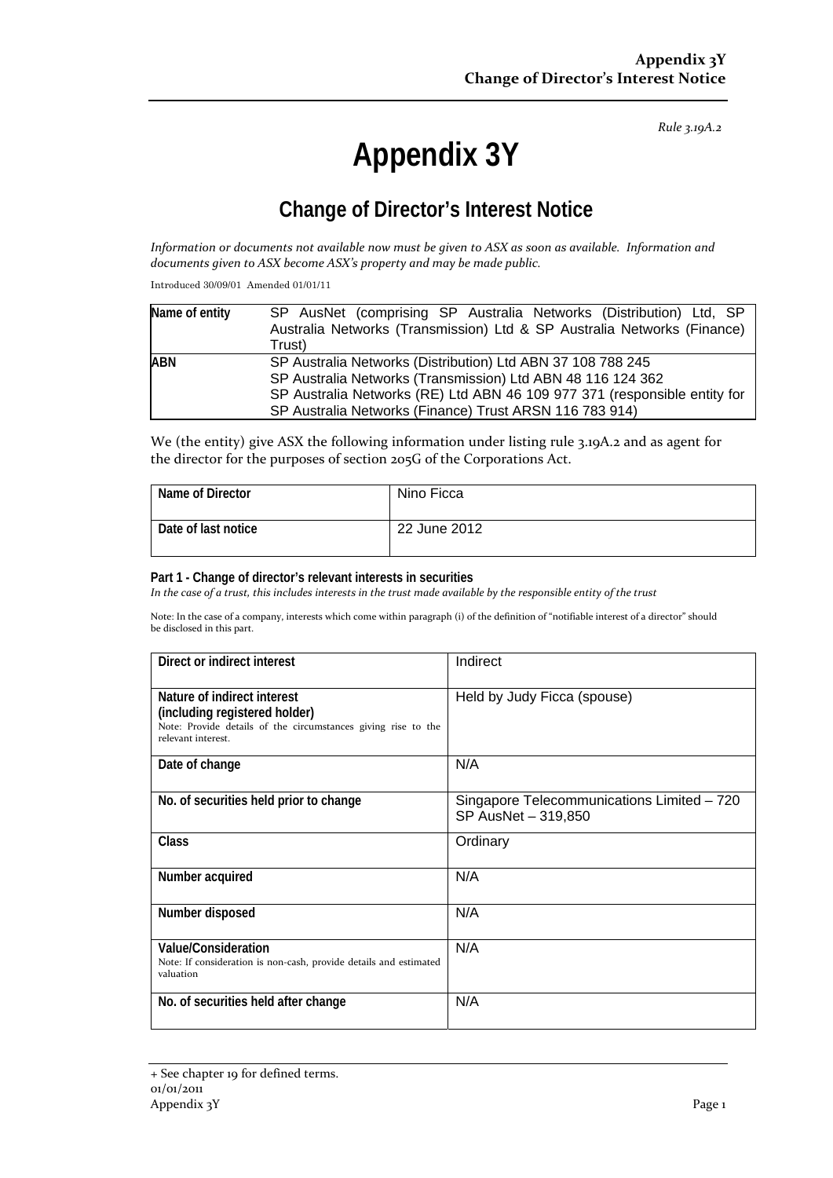*Rule 3.19A.2*

# Appendix 3Y

## Change of Director's Interest Notice

*Information or documents not available now must be given to ASX as soon as available. Information and documents given to ASX become ASX's property and may be made public.*

Introduced 30/09/01 Amended 01/01/11

| **Name of entity** | SP AusNet (comprising SP Australia Networks (Distribution) Ltd, SP Australia Networks (Transmission) Ltd & SP Australia Networks (Finance) Trust) |
|---|---|
| **ABN** | SP Australia Networks (Distribution) Ltd ABN 37 108 788 245<br>SP Australia Networks (Transmission) Ltd ABN 48 116 124 362<br>SP Australia Networks (RE) Ltd ABN 46 109 977 371 (responsible entity for SP Australia Networks (Finance) Trust ARSN 116 783 914) |

We (the entity) give ASX the following information under listing rule 3.19A.2 and as agent for the director for the purposes of section 205G of the Corporations Act.

| **Name of Director** | Nino Ficca |
|---|---|
| **Date of last notice** | 22 June 2012 |

**Part 1 - Change of director's relevant interests in securities**

*In the case of a trust, this includes interests in the trust made available by the responsible entity of the trust*

Note: In the case of a company, interests which come within paragraph (i) of the definition of "notifiable interest of a director" should be disclosed in this part.

| **Direct or indirect interest** | Indirect |
|---|---|
| **Nature of indirect interest (including registered holder)**<br>Note: Provide details of the circumstances giving rise to the relevant interest. | Held by Judy Ficca (spouse) |
| **Date of change** | N/A |
| **No. of securities held prior to change** | Singapore Telecommunications Limited – 720<br>SP AusNet – 319,850 |
| **Class** | Ordinary |
| **Number acquired** | N/A |
| **Number disposed** | N/A |
| **Value/Consideration**<br>Note: If consideration is non-cash, provide details and estimated valuation | N/A |
| **No. of securities held after change** | N/A |

+ See chapter 19 for defined terms.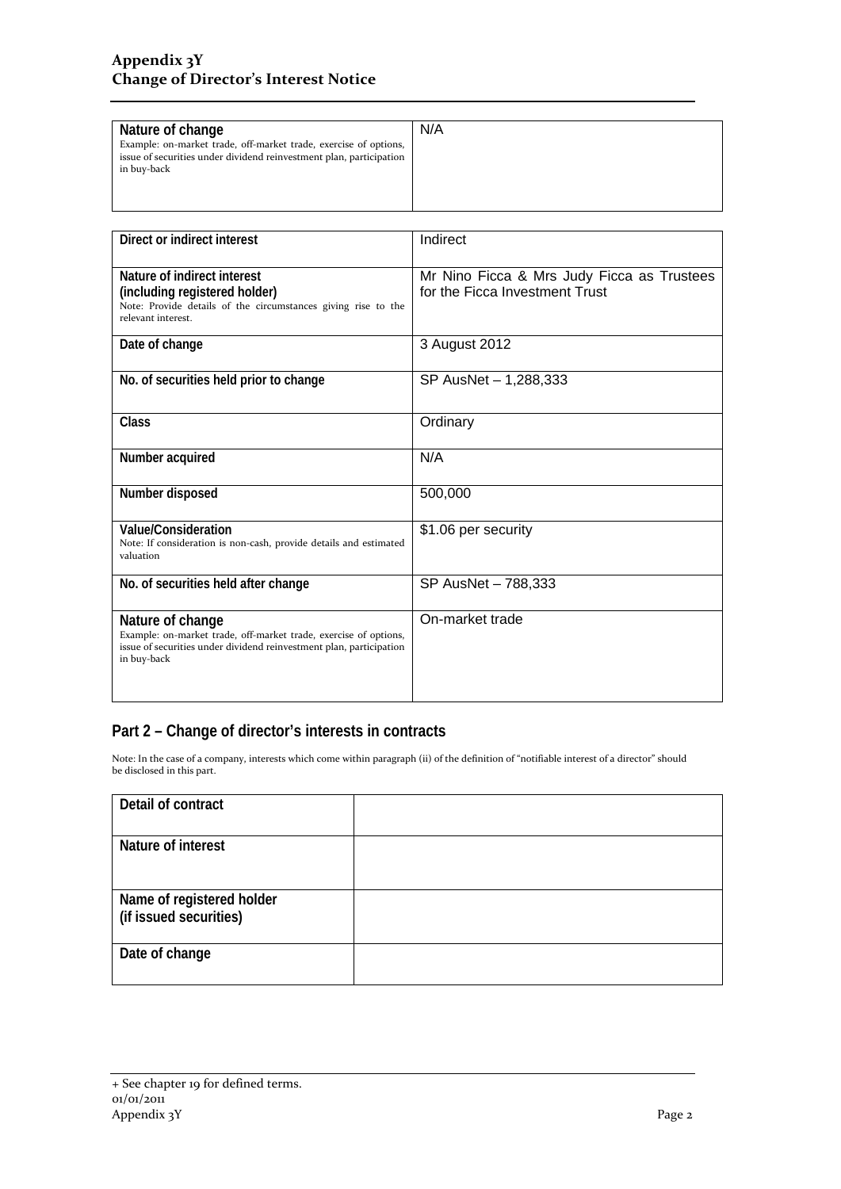| Nature of change<br>Example: on-market trade, off-market trade, exercise of options, issue of securities under dividend reinvestment plan, participation in buy-back | N/A |
|---|---|

| Direct or indirect interest | Indirect |
|---|---|
| Nature of indirect interest (including registered holder)<br>Note: Provide details of the circumstances giving rise to the relevant interest. | Mr Nino Ficca & Mrs Judy Ficca as Trustees for the Ficca Investment Trust |
| Date of change | 3 August 2012 |
| No. of securities held prior to change | SP AusNet – 1,288,333 |
| Class | Ordinary |
| Number acquired | N/A |
| Number disposed | 500,000 |
| Value/Consideration<br>Note: If consideration is non-cash, provide details and estimated valuation | $1.06 per security |
| No. of securities held after change | SP AusNet – 788,333 |
| Nature of change<br>Example: on-market trade, off-market trade, exercise of options, issue of securities under dividend reinvestment plan, participation in buy-back | On-market trade |

## Part 2 – Change of director's interests in contracts

Note: In the case of a company, interests which come within paragraph (ii) of the definition of "notifiable interest of a director" should be disclosed in this part.

| Detail of contract | |
|---|---|
| Nature of interest | |
| Name of registered holder (if issued securities) | |
| Date of change | |

+ See chapter 19 for defined terms.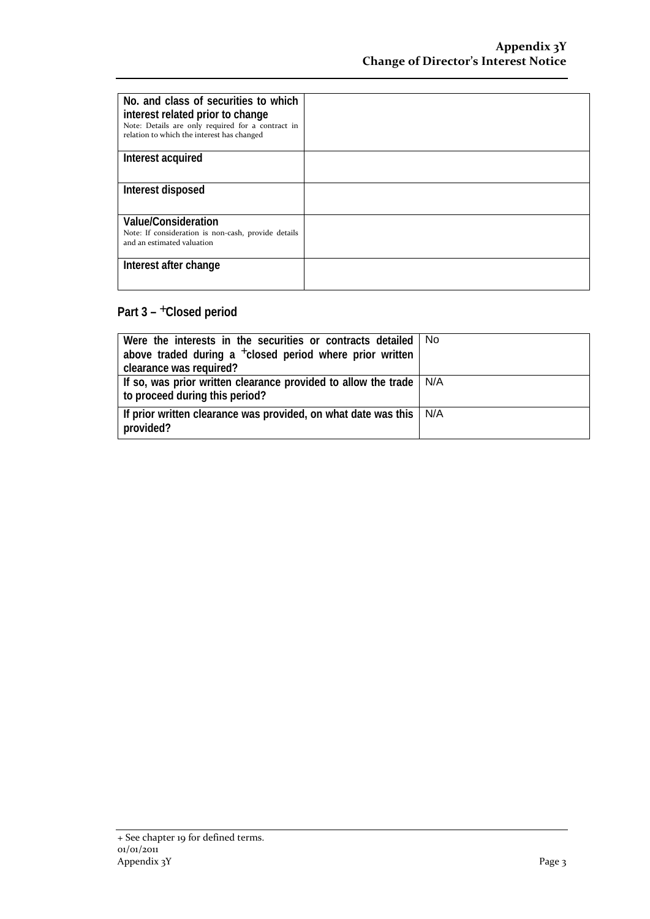| | |
|---|---|
| **No. and class of securities to which interest related prior to change**<br>Note: Details are only required for a contract in relation to which the interest has changed | |
| **Interest acquired** | |
| **Interest disposed** | |
| **Value/Consideration**<br>Note: If consideration is non-cash, provide details and an estimated valuation | |
| **Interest after change** | |

## Part 3 – +Closed period

| | |
|---|---|
| **Were the interests in the securities or contracts detailed above traded during a +closed period where prior written clearance was required?** | No |
| **If so, was prior written clearance provided to allow the trade to proceed during this period?** | N/A |
| **If prior written clearance was provided, on what date was this provided?** | N/A |

+ See chapter 19 for defined terms.